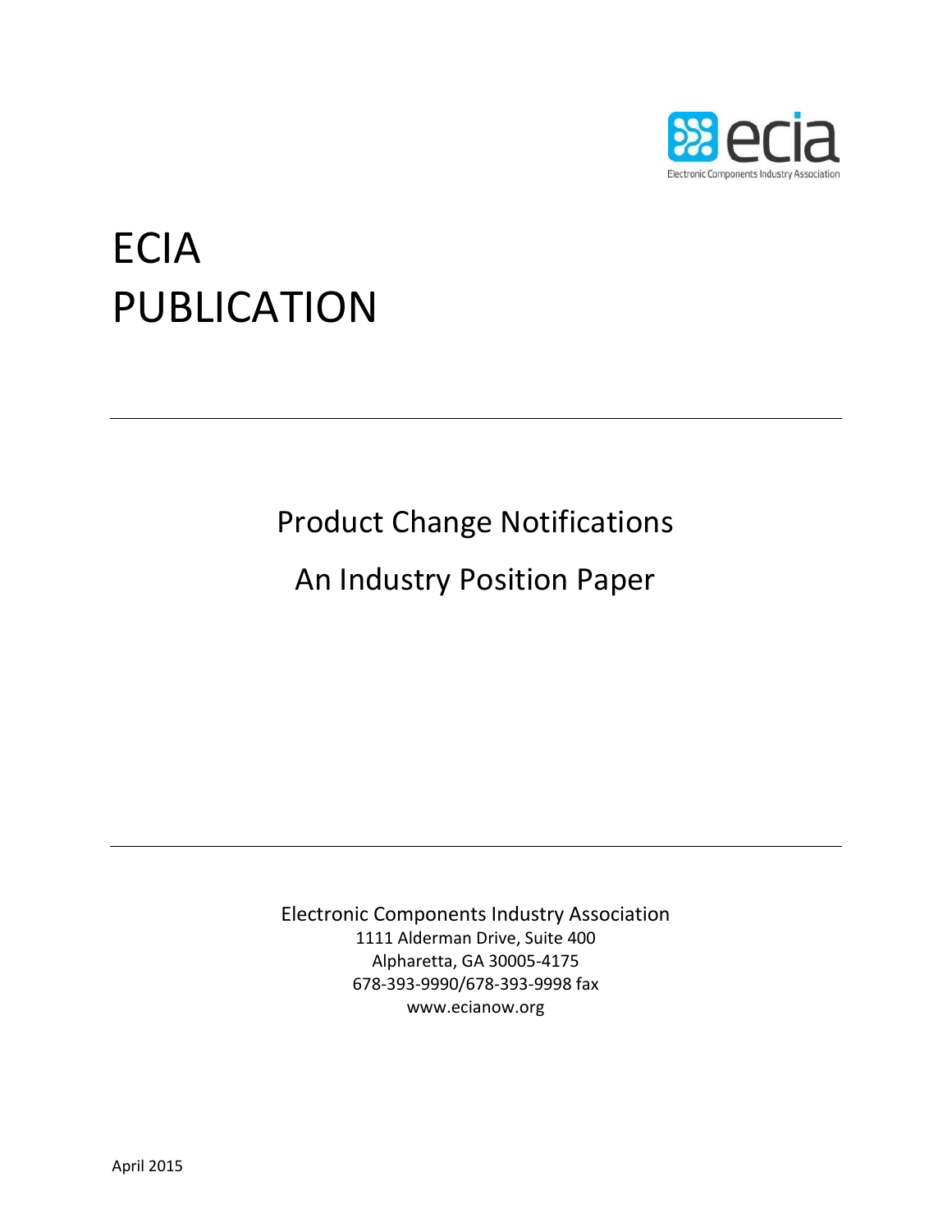# ECIA PUBLICATION

---

## Product Change Notifications

## An Industry Position Paper

---

Electronic Components Industry Association
1111 Alderman Drive, Suite 400
Alpharetta, GA 30005-4175
678-393-9990/678-393-9998 fax
www.ecianow.org

April 2015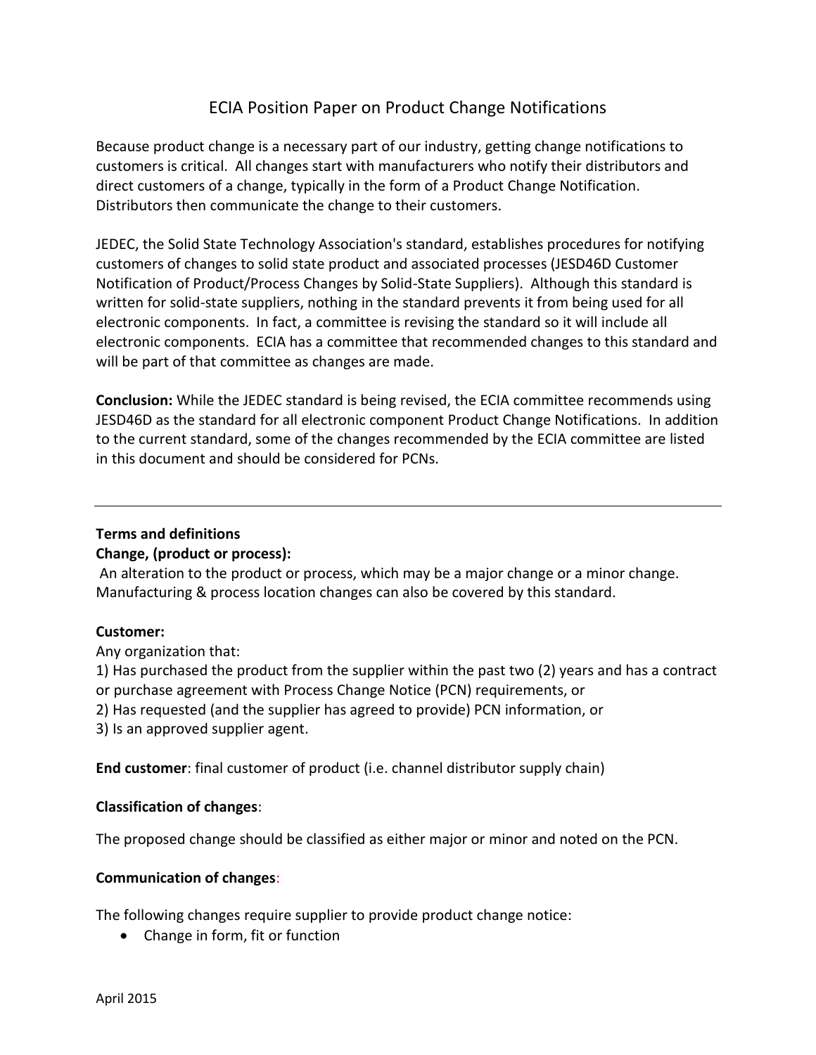# ECIA Position Paper on Product Change Notifications

Because product change is a necessary part of our industry, getting change notifications to customers is critical. All changes start with manufacturers who notify their distributors and direct customers of a change, typically in the form of a Product Change Notification. Distributors then communicate the change to their customers.

JEDEC, the Solid State Technology Association's standard, establishes procedures for notifying customers of changes to solid state product and associated processes (JESD46D Customer Notification of Product/Process Changes by Solid-State Suppliers). Although this standard is written for solid-state suppliers, nothing in the standard prevents it from being used for all electronic components. In fact, a committee is revising the standard so it will include all electronic components. ECIA has a committee that recommended changes to this standard and will be part of that committee as changes are made.

**Conclusion:** While the JEDEC standard is being revised, the ECIA committee recommends using JESD46D as the standard for all electronic component Product Change Notifications. In addition to the current standard, some of the changes recommended by the ECIA committee are listed in this document and should be considered for PCNs.

---

**Terms and definitions**

**Change, (product or process):**

An alteration to the product or process, which may be a major change or a minor change. Manufacturing & process location changes can also be covered by this standard.

**Customer:**

Any organization that:

1) Has purchased the product from the supplier within the past two (2) years and has a contract or purchase agreement with Process Change Notice (PCN) requirements, or
2) Has requested (and the supplier has agreed to provide) PCN information, or
3) Is an approved supplier agent.

**End customer**: final customer of product (i.e. channel distributor supply chain)

**Classification of changes**:

The proposed change should be classified as either major or minor and noted on the PCN.

**Communication of changes**:

The following changes require supplier to provide product change notice:

- Change in form, fit or function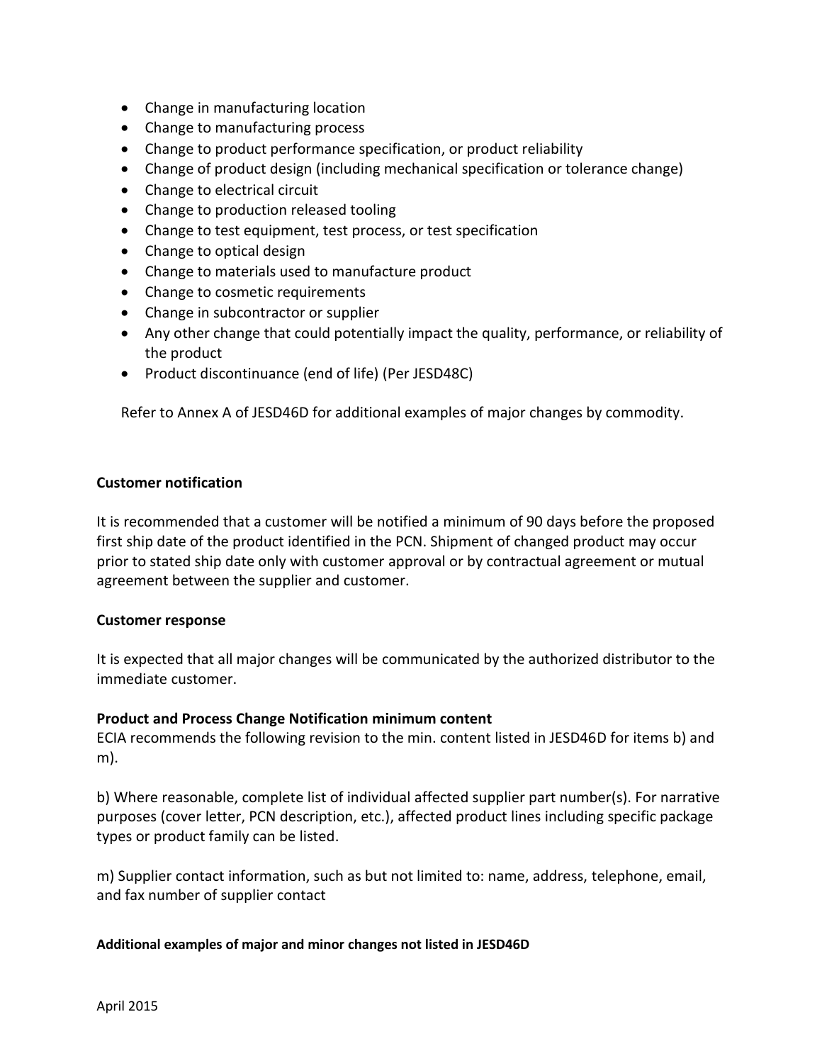- Change in manufacturing location
- Change to manufacturing process
- Change to product performance specification, or product reliability
- Change of product design (including mechanical specification or tolerance change)
- Change to electrical circuit
- Change to production released tooling
- Change to test equipment, test process, or test specification
- Change to optical design
- Change to materials used to manufacture product
- Change to cosmetic requirements
- Change in subcontractor or supplier
- Any other change that could potentially impact the quality, performance, or reliability of the product
- Product discontinuance (end of life) (Per JESD48C)

Refer to Annex A of JESD46D for additional examples of major changes by commodity.

**Customer notification**

It is recommended that a customer will be notified a minimum of 90 days before the proposed first ship date of the product identified in the PCN. Shipment of changed product may occur prior to stated ship date only with customer approval or by contractual agreement or mutual agreement between the supplier and customer.

**Customer response**

It is expected that all major changes will be communicated by the authorized distributor to the immediate customer.

**Product and Process Change Notification minimum content**

ECIA recommends the following revision to the min. content listed in JESD46D for items b) and m).

b) Where reasonable, complete list of individual affected supplier part number(s). For narrative purposes (cover letter, PCN description, etc.), affected product lines including specific package types or product family can be listed.

m) Supplier contact information, such as but not limited to: name, address, telephone, email, and fax number of supplier contact

**Additional examples of major and minor changes not listed in JESD46D**

April 2015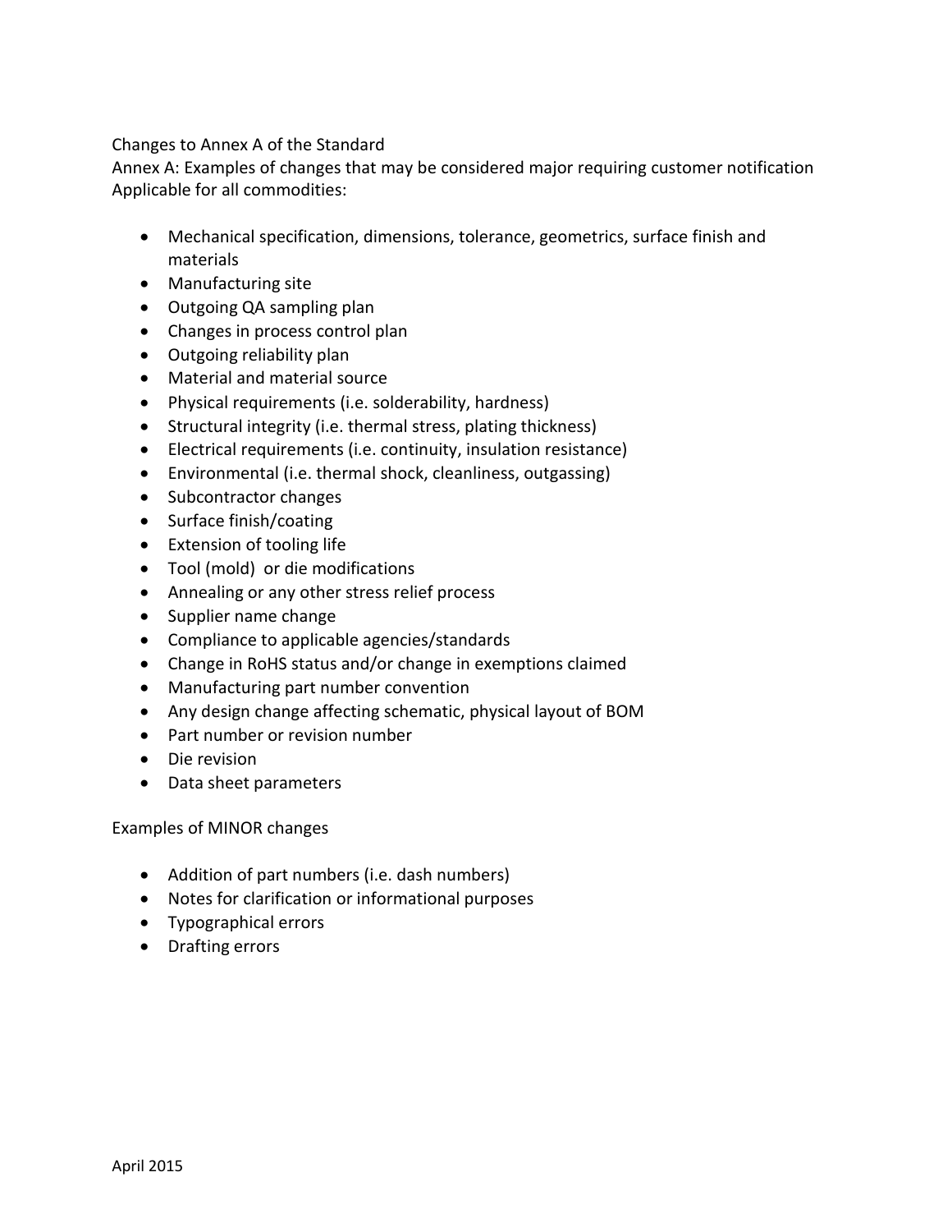Changes to Annex A of the Standard

Annex A: Examples of changes that may be considered major requiring customer notification

Applicable for all commodities:

- Mechanical specification, dimensions, tolerance, geometrics, surface finish and materials
- Manufacturing site
- Outgoing QA sampling plan
- Changes in process control plan
- Outgoing reliability plan
- Material and material source
- Physical requirements (i.e. solderability, hardness)
- Structural integrity (i.e. thermal stress, plating thickness)
- Electrical requirements (i.e. continuity, insulation resistance)
- Environmental (i.e. thermal shock, cleanliness, outgassing)
- Subcontractor changes
- Surface finish/coating
- Extension of tooling life
- Tool (mold) or die modifications
- Annealing or any other stress relief process
- Supplier name change
- Compliance to applicable agencies/standards
- Change in RoHS status and/or change in exemptions claimed
- Manufacturing part number convention
- Any design change affecting schematic, physical layout of BOM
- Part number or revision number
- Die revision
- Data sheet parameters

Examples of MINOR changes

- Addition of part numbers (i.e. dash numbers)
- Notes for clarification or informational purposes
- Typographical errors
- Drafting errors

April 2015